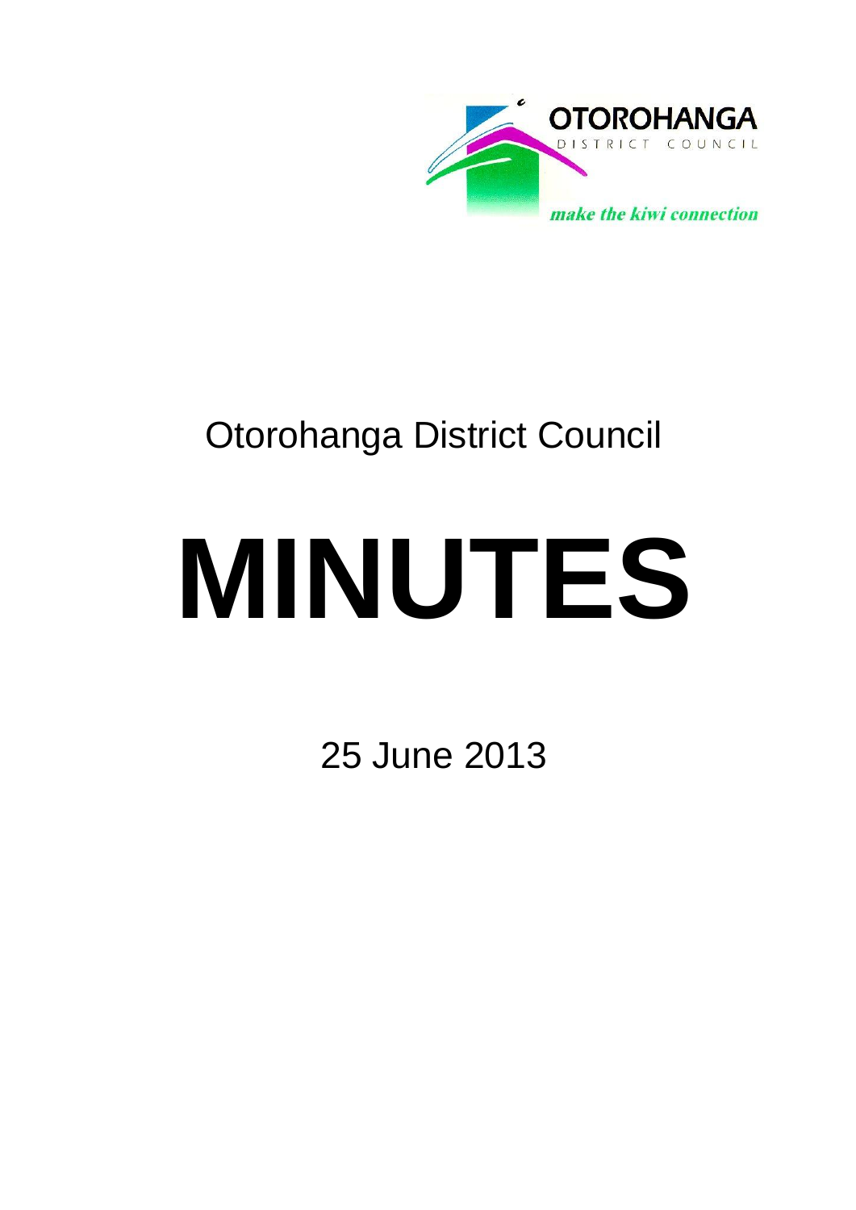OTOROHANGA

DISTRICT COUNCIL

*make the kiwi connection*

Otorohanga District Council

# MINUTES

25 June 2013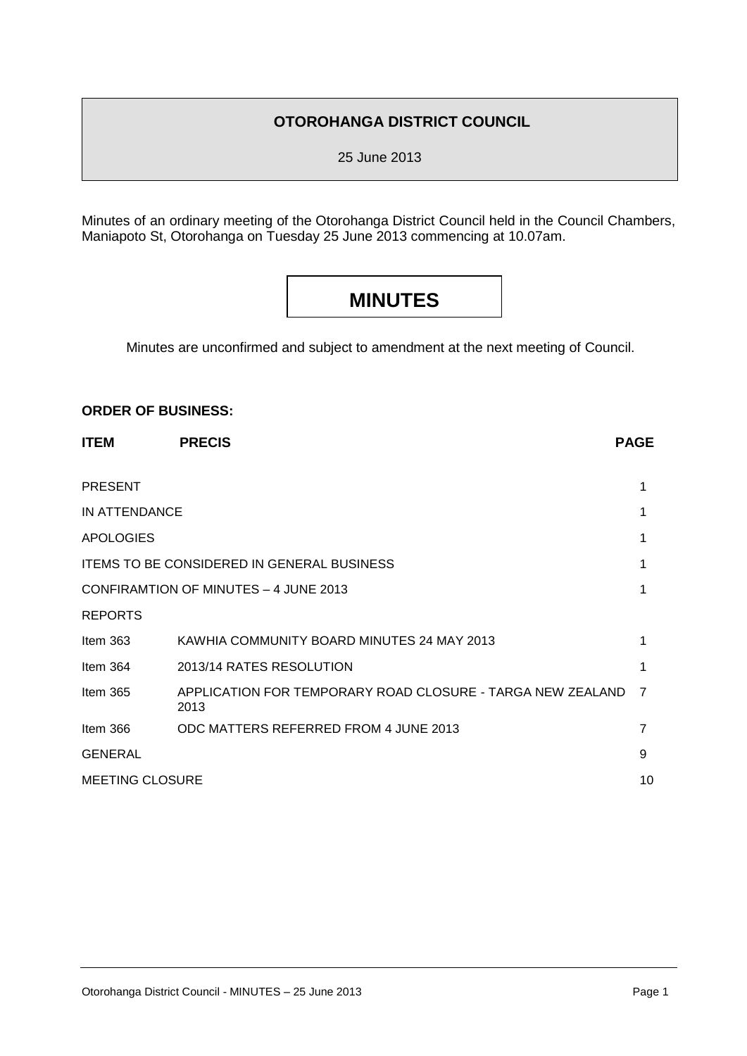**OTOROHANGA DISTRICT COUNCIL**

25 June 2013

Minutes of an ordinary meeting of the Otorohanga District Council held in the Council Chambers, Maniapoto St, Otorohanga on Tuesday 25 June 2013 commencing at 10.07am.

# MINUTES

Minutes are unconfirmed and subject to amendment at the next meeting of Council.

**ORDER OF BUSINESS:**

| **ITEM** | **PRECIS** | **PAGE** |
|---|---|---|
| PRESENT | | 1 |
| IN ATTENDANCE | | 1 |
| APOLOGIES | | 1 |
| ITEMS TO BE CONSIDERED IN GENERAL BUSINESS | | 1 |
| CONFIRAMTION OF MINUTES – 4 JUNE 2013 | | 1 |
| REPORTS | | |
| Item 363 | KAWHIA COMMUNITY BOARD MINUTES 24 MAY 2013 | 1 |
| Item 364 | 2013/14 RATES RESOLUTION | 1 |
| Item 365 | APPLICATION FOR TEMPORARY ROAD CLOSURE - TARGA NEW ZEALAND 2013 | 7 |
| Item 366 | ODC MATTERS REFERRED FROM 4 JUNE 2013 | 7 |
| GENERAL | | 9 |
| MEETING CLOSURE | | 10 |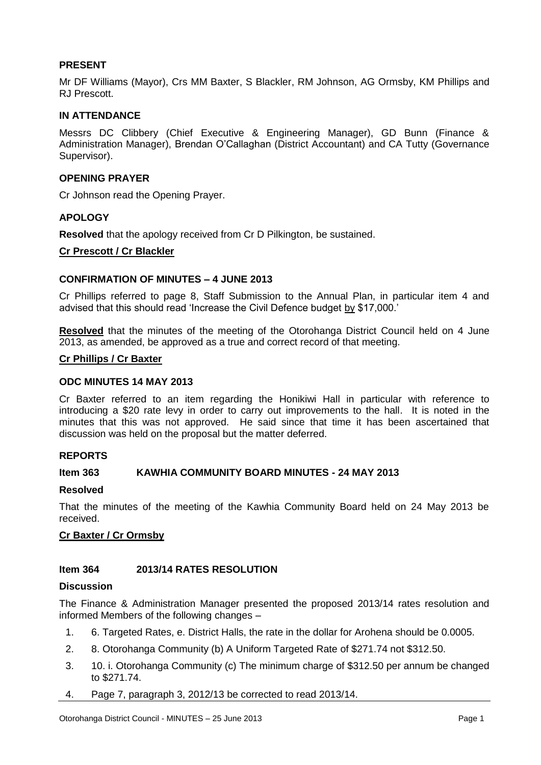## PRESENT

Mr DF Williams (Mayor), Crs MM Baxter, S Blackler, RM Johnson, AG Ormsby, KM Phillips and RJ Prescott.

## IN ATTENDANCE

Messrs DC Clibbery (Chief Executive & Engineering Manager), GD Bunn (Finance & Administration Manager), Brendan O'Callaghan (District Accountant) and CA Tutty (Governance Supervisor).

## OPENING PRAYER

Cr Johnson read the Opening Prayer.

## APOLOGY

**Resolved** that the apology received from Cr D Pilkington, be sustained.

**Cr Prescott / Cr Blackler**

## CONFIRMATION OF MINUTES – 4 JUNE 2013

Cr Phillips referred to page 8, Staff Submission to the Annual Plan, in particular item 4 and advised that this should read 'Increase the Civil Defence budget by $17,000.'

**Resolved** that the minutes of the meeting of the Otorohanga District Council held on 4 June 2013, as amended, be approved as a true and correct record of that meeting.

**Cr Phillips / Cr Baxter**

## ODC MINUTES 14 MAY 2013

Cr Baxter referred to an item regarding the Honikiwi Hall in particular with reference to introducing a $20 rate levy in order to carry out improvements to the hall. It is noted in the minutes that this was not approved. He said since that time it has been ascertained that discussion was held on the proposal but the matter deferred.

## REPORTS

### Item 363 KAWHIA COMMUNITY BOARD MINUTES - 24 MAY 2013

**Resolved**

That the minutes of the meeting of the Kawhia Community Board held on 24 May 2013 be received.

**Cr Baxter / Cr Ormsby**

### Item 364 2013/14 RATES RESOLUTION

**Discussion**

The Finance & Administration Manager presented the proposed 2013/14 rates resolution and informed Members of the following changes –

1. 6. Targeted Rates, e. District Halls, the rate in the dollar for Arohena should be 0.0005.
2. 8. Otorohanga Community (b) A Uniform Targeted Rate of $271.74 not $312.50.
3. 10. i. Otorohanga Community (c) The minimum charge of $312.50 per annum be changed to $271.74.
4. Page 7, paragraph 3, 2012/13 be corrected to read 2013/14.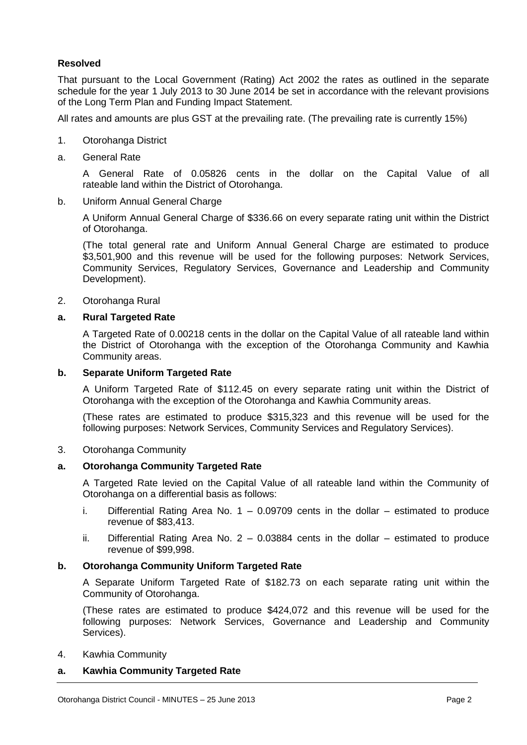**Resolved**

That pursuant to the Local Government (Rating) Act 2002 the rates as outlined in the separate schedule for the year 1 July 2013 to 30 June 2014 be set in accordance with the relevant provisions of the Long Term Plan and Funding Impact Statement.

All rates and amounts are plus GST at the prevailing rate. (The prevailing rate is currently 15%)

1. Otorohanga District

a. General Rate

   A General Rate of 0.05826 cents in the dollar on the Capital Value of all rateable land within the District of Otorohanga.

b. Uniform Annual General Charge

   A Uniform Annual General Charge of $336.66 on every separate rating unit within the District of Otorohanga.

   (The total general rate and Uniform Annual General Charge are estimated to produce $3,501,900 and this revenue will be used for the following purposes: Network Services, Community Services, Regulatory Services, Governance and Leadership and Community Development).

2. Otorohanga Rural

**a. Rural Targeted Rate**

   A Targeted Rate of 0.00218 cents in the dollar on the Capital Value of all rateable land within the District of Otorohanga with the exception of the Otorohanga Community and Kawhia Community areas.

**b. Separate Uniform Targeted Rate**

   A Uniform Targeted Rate of $112.45 on every separate rating unit within the District of Otorohanga with the exception of the Otorohanga and Kawhia Community areas.

   (These rates are estimated to produce $315,323 and this revenue will be used for the following purposes: Network Services, Community Services and Regulatory Services).

3. Otorohanga Community

**a. Otorohanga Community Targeted Rate**

   A Targeted Rate levied on the Capital Value of all rateable land within the Community of Otorohanga on a differential basis as follows:

   i. Differential Rating Area No. 1 – 0.09709 cents in the dollar – estimated to produce revenue of $83,413.

   ii. Differential Rating Area No. 2 – 0.03884 cents in the dollar – estimated to produce revenue of $99,998.

**b. Otorohanga Community Uniform Targeted Rate**

   A Separate Uniform Targeted Rate of $182.73 on each separate rating unit within the Community of Otorohanga.

   (These rates are estimated to produce $424,072 and this revenue will be used for the following purposes: Network Services, Governance and Leadership and Community Services).

4. Kawhia Community

**a. Kawhia Community Targeted Rate**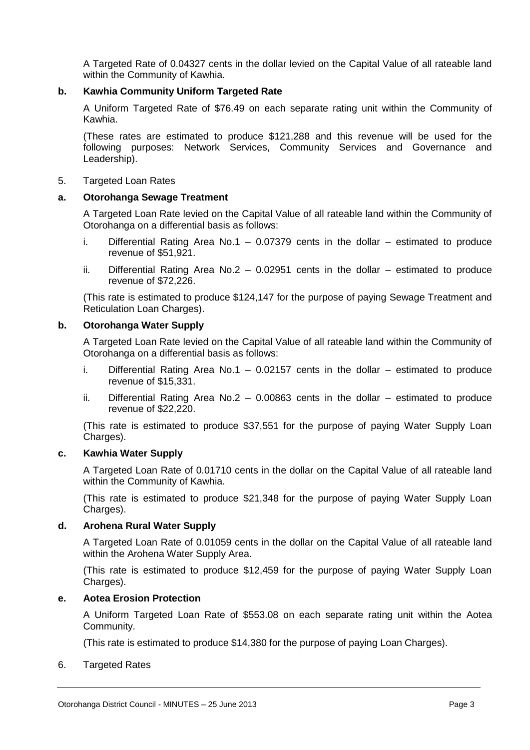A Targeted Rate of 0.04327 cents in the dollar levied on the Capital Value of all rateable land within the Community of Kawhia.

**b. Kawhia Community Uniform Targeted Rate**

A Uniform Targeted Rate of $76.49 on each separate rating unit within the Community of Kawhia.

(These rates are estimated to produce $121,288 and this revenue will be used for the following purposes: Network Services, Community Services and Governance and Leadership).

5. Targeted Loan Rates

**a. Otorohanga Sewage Treatment**

A Targeted Loan Rate levied on the Capital Value of all rateable land within the Community of Otorohanga on a differential basis as follows:

i. Differential Rating Area No.1 – 0.07379 cents in the dollar – estimated to produce revenue of $51,921.

ii. Differential Rating Area No.2 – 0.02951 cents in the dollar – estimated to produce revenue of $72,226.

(This rate is estimated to produce $124,147 for the purpose of paying Sewage Treatment and Reticulation Loan Charges).

**b. Otorohanga Water Supply**

A Targeted Loan Rate levied on the Capital Value of all rateable land within the Community of Otorohanga on a differential basis as follows:

i. Differential Rating Area No.1 – 0.02157 cents in the dollar – estimated to produce revenue of $15,331.

ii. Differential Rating Area No.2 – 0.00863 cents in the dollar – estimated to produce revenue of $22,220.

(This rate is estimated to produce $37,551 for the purpose of paying Water Supply Loan Charges).

**c. Kawhia Water Supply**

A Targeted Loan Rate of 0.01710 cents in the dollar on the Capital Value of all rateable land within the Community of Kawhia.

(This rate is estimated to produce $21,348 for the purpose of paying Water Supply Loan Charges).

**d. Arohena Rural Water Supply**

A Targeted Loan Rate of 0.01059 cents in the dollar on the Capital Value of all rateable land within the Arohena Water Supply Area.

(This rate is estimated to produce $12,459 for the purpose of paying Water Supply Loan Charges).

**e. Aotea Erosion Protection**

A Uniform Targeted Loan Rate of $553.08 on each separate rating unit within the Aotea Community.

(This rate is estimated to produce $14,380 for the purpose of paying Loan Charges).

6. Targeted Rates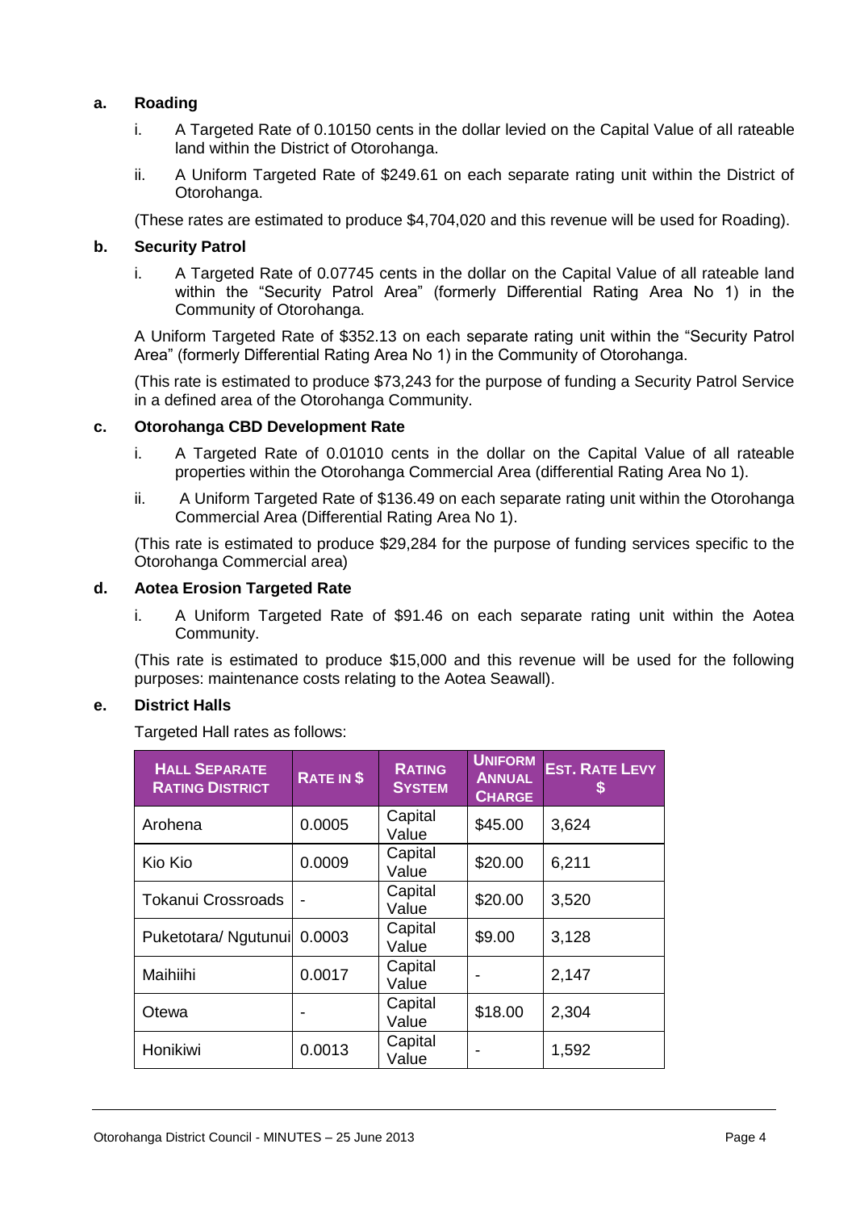**a. Roading**

i. A Targeted Rate of 0.10150 cents in the dollar levied on the Capital Value of all rateable land within the District of Otorohanga.

ii. A Uniform Targeted Rate of $249.61 on each separate rating unit within the District of Otorohanga.

(These rates are estimated to produce $4,704,020 and this revenue will be used for Roading).

**b. Security Patrol**

i. A Targeted Rate of 0.07745 cents in the dollar on the Capital Value of all rateable land within the "Security Patrol Area" (formerly Differential Rating Area No 1) in the Community of Otorohanga.

A Uniform Targeted Rate of $352.13 on each separate rating unit within the "Security Patrol Area" (formerly Differential Rating Area No 1) in the Community of Otorohanga.

(This rate is estimated to produce $73,243 for the purpose of funding a Security Patrol Service in a defined area of the Otorohanga Community.

**c. Otorohanga CBD Development Rate**

i. A Targeted Rate of 0.01010 cents in the dollar on the Capital Value of all rateable properties within the Otorohanga Commercial Area (differential Rating Area No 1).

ii. A Uniform Targeted Rate of $136.49 on each separate rating unit within the Otorohanga Commercial Area (Differential Rating Area No 1).

(This rate is estimated to produce $29,284 for the purpose of funding services specific to the Otorohanga Commercial area)

**d. Aotea Erosion Targeted Rate**

i. A Uniform Targeted Rate of $91.46 on each separate rating unit within the Aotea Community.

(This rate is estimated to produce $15,000 and this revenue will be used for the following purposes: maintenance costs relating to the Aotea Seawall).

**e. District Halls**

Targeted Hall rates as follows:

| HALL SEPARATE RATING DISTRICT | RATE IN $ | RATING SYSTEM | UNIFORM ANNUAL CHARGE | EST. RATE LEVY $ |
|---|---|---|---|---|
| Arohena | 0.0005 | Capital Value | $45.00 | 3,624 |
| Kio Kio | 0.0009 | Capital Value | $20.00 | 6,211 |
| Tokanui Crossroads | - | Capital Value | $20.00 | 3,520 |
| Puketotara/ Ngutunui | 0.0003 | Capital Value | $9.00 | 3,128 |
| Maihiihi | 0.0017 | Capital Value | - | 2,147 |
| Otewa | - | Capital Value | $18.00 | 2,304 |
| Honikiwi | 0.0013 | Capital Value | - | 1,592 |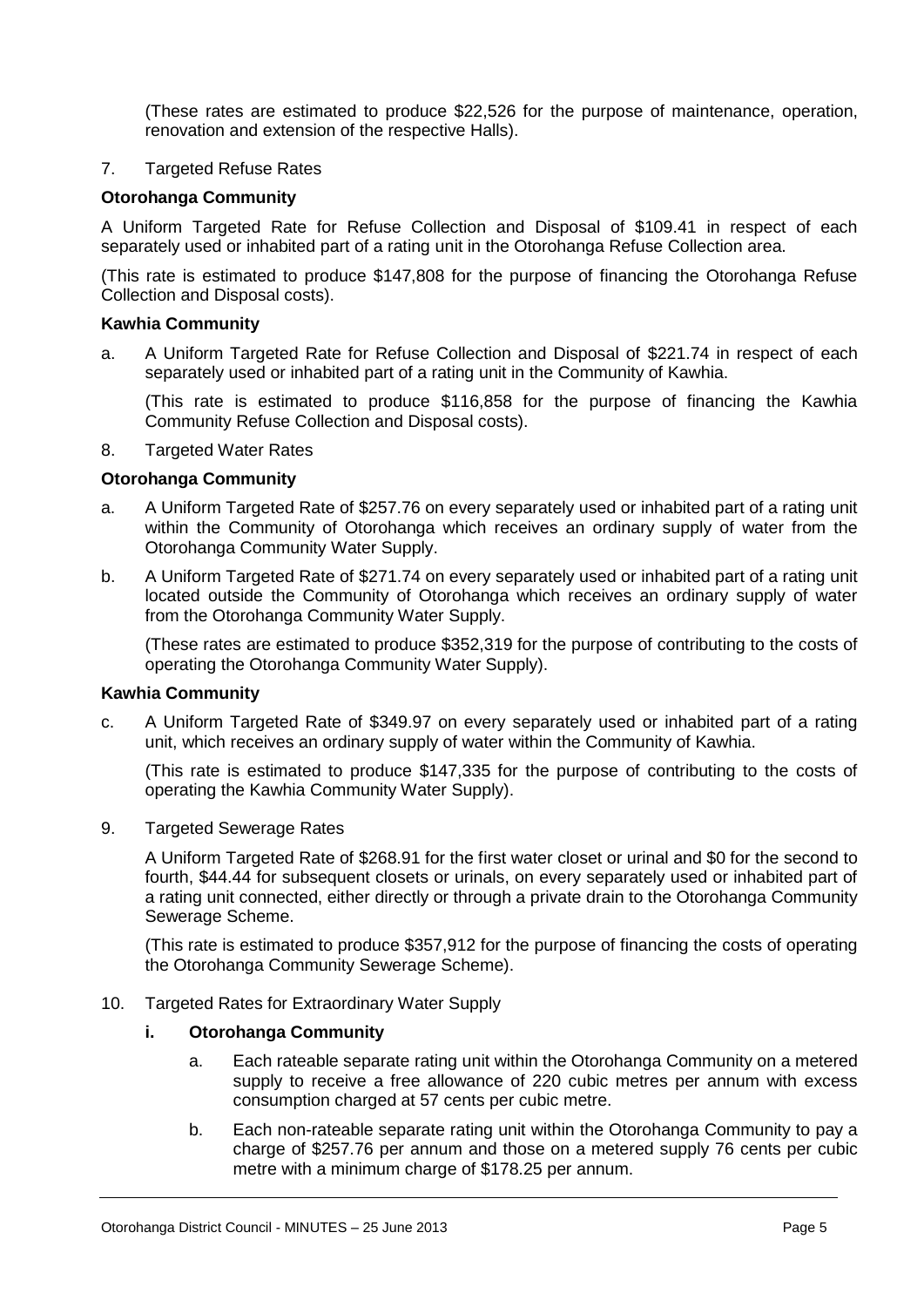(These rates are estimated to produce $22,526 for the purpose of maintenance, operation, renovation and extension of the respective Halls).

7. Targeted Refuse Rates

**Otorohanga Community**

A Uniform Targeted Rate for Refuse Collection and Disposal of $109.41 in respect of each separately used or inhabited part of a rating unit in the Otorohanga Refuse Collection area.

(This rate is estimated to produce $147,808 for the purpose of financing the Otorohanga Refuse Collection and Disposal costs).

**Kawhia Community**

a. A Uniform Targeted Rate for Refuse Collection and Disposal of $221.74 in respect of each separately used or inhabited part of a rating unit in the Community of Kawhia.

   (This rate is estimated to produce $116,858 for the purpose of financing the Kawhia Community Refuse Collection and Disposal costs).

8. Targeted Water Rates

**Otorohanga Community**

a. A Uniform Targeted Rate of $257.76 on every separately used or inhabited part of a rating unit within the Community of Otorohanga which receives an ordinary supply of water from the Otorohanga Community Water Supply.

b. A Uniform Targeted Rate of $271.74 on every separately used or inhabited part of a rating unit located outside the Community of Otorohanga which receives an ordinary supply of water from the Otorohanga Community Water Supply.

   (These rates are estimated to produce $352,319 for the purpose of contributing to the costs of operating the Otorohanga Community Water Supply).

**Kawhia Community**

c. A Uniform Targeted Rate of $349.97 on every separately used or inhabited part of a rating unit, which receives an ordinary supply of water within the Community of Kawhia.

   (This rate is estimated to produce $147,335 for the purpose of contributing to the costs of operating the Kawhia Community Water Supply).

9. Targeted Sewerage Rates

   A Uniform Targeted Rate of $268.91 for the first water closet or urinal and $0 for the second to fourth, $44.44 for subsequent closets or urinals, on every separately used or inhabited part of a rating unit connected, either directly or through a private drain to the Otorohanga Community Sewerage Scheme.

   (This rate is estimated to produce $357,912 for the purpose of financing the costs of operating the Otorohanga Community Sewerage Scheme).

10. Targeted Rates for Extraordinary Water Supply

    **i. Otorohanga Community**

    a. Each rateable separate rating unit within the Otorohanga Community on a metered supply to receive a free allowance of 220 cubic metres per annum with excess consumption charged at 57 cents per cubic metre.

    b. Each non-rateable separate rating unit within the Otorohanga Community to pay a charge of $257.76 per annum and those on a metered supply 76 cents per cubic metre with a minimum charge of $178.25 per annum.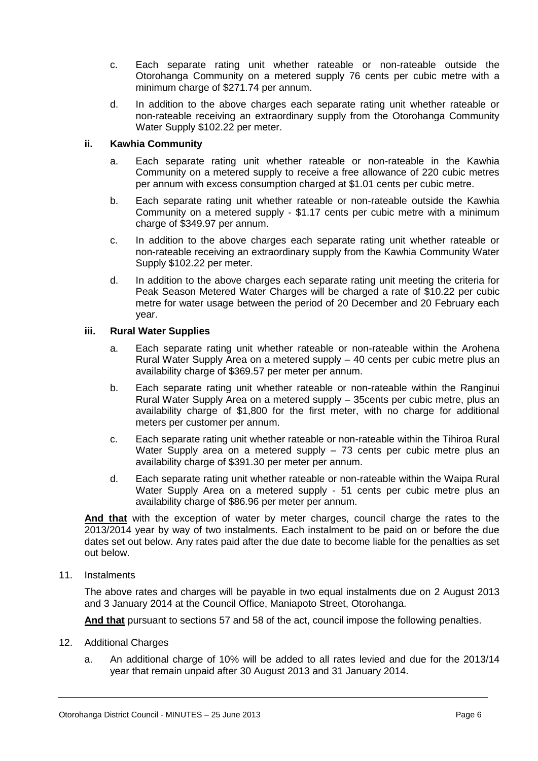c. Each separate rating unit whether rateable or non-rateable outside the Otorohanga Community on a metered supply 76 cents per cubic metre with a minimum charge of $271.74 per annum.

d. In addition to the above charges each separate rating unit whether rateable or non-rateable receiving an extraordinary supply from the Otorohanga Community Water Supply $102.22 per meter.

**ii. Kawhia Community**

a. Each separate rating unit whether rateable or non-rateable in the Kawhia Community on a metered supply to receive a free allowance of 220 cubic metres per annum with excess consumption charged at $1.01 cents per cubic metre.

b. Each separate rating unit whether rateable or non-rateable outside the Kawhia Community on a metered supply - $1.17 cents per cubic metre with a minimum charge of $349.97 per annum.

c. In addition to the above charges each separate rating unit whether rateable or non-rateable receiving an extraordinary supply from the Kawhia Community Water Supply $102.22 per meter.

d. In addition to the above charges each separate rating unit meeting the criteria for Peak Season Metered Water Charges will be charged a rate of $10.22 per cubic metre for water usage between the period of 20 December and 20 February each year.

**iii. Rural Water Supplies**

a. Each separate rating unit whether rateable or non-rateable within the Arohena Rural Water Supply Area on a metered supply – 40 cents per cubic metre plus an availability charge of $369.57 per meter per annum.

b. Each separate rating unit whether rateable or non-rateable within the Ranginui Rural Water Supply Area on a metered supply – 35cents per cubic metre, plus an availability charge of $1,800 for the first meter, with no charge for additional meters per customer per annum.

c. Each separate rating unit whether rateable or non-rateable within the Tihiroa Rural Water Supply area on a metered supply – 73 cents per cubic metre plus an availability charge of $391.30 per meter per annum.

d. Each separate rating unit whether rateable or non-rateable within the Waipa Rural Water Supply Area on a metered supply - 51 cents per cubic metre plus an availability charge of $86.96 per meter per annum.

**And that** with the exception of water by meter charges, council charge the rates to the 2013/2014 year by way of two instalments. Each instalment to be paid on or before the due dates set out below. Any rates paid after the due date to become liable for the penalties as set out below.

11. Instalments

The above rates and charges will be payable in two equal instalments due on 2 August 2013 and 3 January 2014 at the Council Office, Maniapoto Street, Otorohanga.

**And that** pursuant to sections 57 and 58 of the act, council impose the following penalties.

12. Additional Charges

a. An additional charge of 10% will be added to all rates levied and due for the 2013/14 year that remain unpaid after 30 August 2013 and 31 January 2014.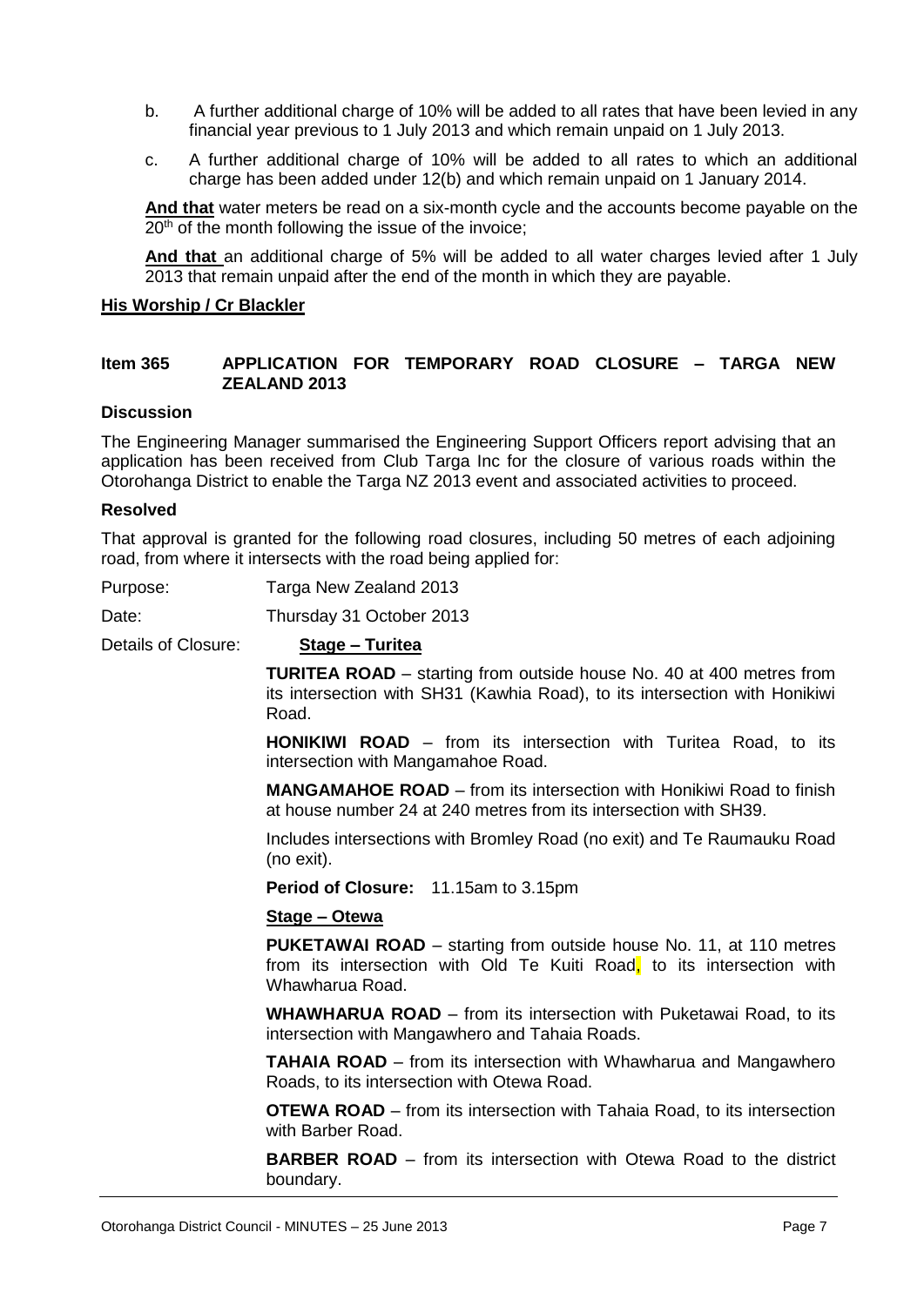b. A further additional charge of 10% will be added to all rates that have been levied in any financial year previous to 1 July 2013 and which remain unpaid on 1 July 2013.

c. A further additional charge of 10% will be added to all rates to which an additional charge has been added under 12(b) and which remain unpaid on 1 January 2014.

**And that** water meters be read on a six-month cycle and the accounts become payable on the 20th of the month following the issue of the invoice;

**And that** an additional charge of 5% will be added to all water charges levied after 1 July 2013 that remain unpaid after the end of the month in which they are payable.

**His Worship / Cr Blackler**

### Item 365 APPLICATION FOR TEMPORARY ROAD CLOSURE – TARGA NEW ZEALAND 2013

**Discussion**

The Engineering Manager summarised the Engineering Support Officers report advising that an application has been received from Club Targa Inc for the closure of various roads within the Otorohanga District to enable the Targa NZ 2013 event and associated activities to proceed.

**Resolved**

That approval is granted for the following road closures, including 50 metres of each adjoining road, from where it intersects with the road being applied for:

Purpose: Targa New Zealand 2013

Date: Thursday 31 October 2013

Details of Closure: **Stage – Turitea**

**TURITEA ROAD** – starting from outside house No. 40 at 400 metres from its intersection with SH31 (Kawhia Road), to its intersection with Honikiwi Road.

**HONIKIWI ROAD** – from its intersection with Turitea Road, to its intersection with Mangamahoe Road.

**MANGAMAHOE ROAD** – from its intersection with Honikiwi Road to finish at house number 24 at 240 metres from its intersection with SH39.

Includes intersections with Bromley Road (no exit) and Te Raumauku Road (no exit).

**Period of Closure:** 11.15am to 3.15pm

**Stage – Otewa**

**PUKETAWAI ROAD** – starting from outside house No. 11, at 110 metres from its intersection with Old Te Kuiti Road, to its intersection with Whawharua Road.

**WHAWHARUA ROAD** – from its intersection with Puketawai Road, to its intersection with Mangawhero and Tahaia Roads.

**TAHAIA ROAD** – from its intersection with Whawharua and Mangawhero Roads, to its intersection with Otewa Road.

**OTEWA ROAD** – from its intersection with Tahaia Road, to its intersection with Barber Road.

**BARBER ROAD** – from its intersection with Otewa Road to the district boundary.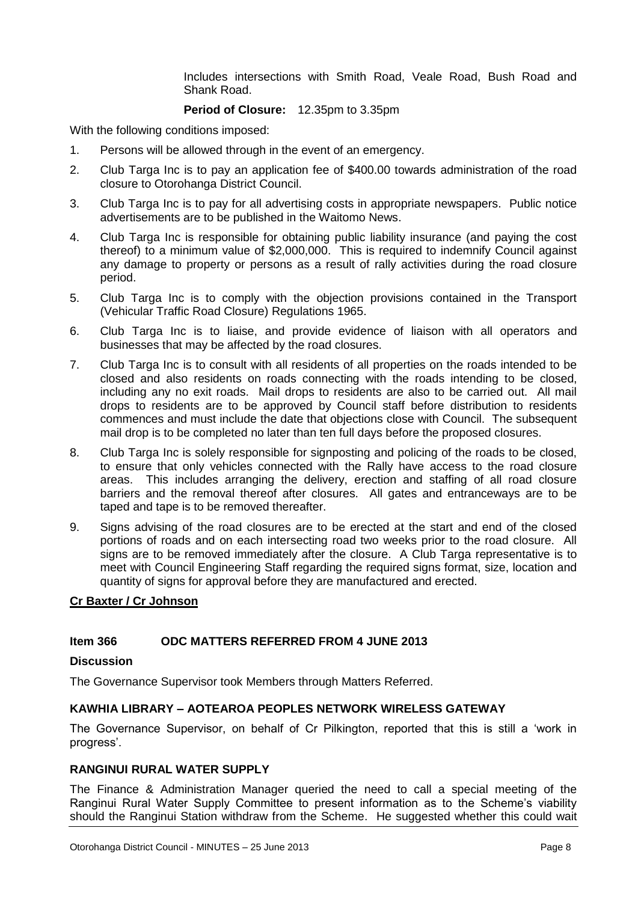Includes intersections with Smith Road, Veale Road, Bush Road and Shank Road.

**Period of Closure:** 12.35pm to 3.35pm

With the following conditions imposed:

1. Persons will be allowed through in the event of an emergency.
2. Club Targa Inc is to pay an application fee of $400.00 towards administration of the road closure to Otorohanga District Council.
3. Club Targa Inc is to pay for all advertising costs in appropriate newspapers. Public notice advertisements are to be published in the Waitomo News.
4. Club Targa Inc is responsible for obtaining public liability insurance (and paying the cost thereof) to a minimum value of $2,000,000. This is required to indemnify Council against any damage to property or persons as a result of rally activities during the road closure period.
5. Club Targa Inc is to comply with the objection provisions contained in the Transport (Vehicular Traffic Road Closure) Regulations 1965.
6. Club Targa Inc is to liaise, and provide evidence of liaison with all operators and businesses that may be affected by the road closures.
7. Club Targa Inc is to consult with all residents of all properties on the roads intended to be closed and also residents on roads connecting with the roads intending to be closed, including any no exit roads. Mail drops to residents are also to be carried out. All mail drops to residents are to be approved by Council staff before distribution to residents commences and must include the date that objections close with Council. The subsequent mail drop is to be completed no later than ten full days before the proposed closures.
8. Club Targa Inc is solely responsible for signposting and policing of the roads to be closed, to ensure that only vehicles connected with the Rally have access to the road closure areas. This includes arranging the delivery, erection and staffing of all road closure barriers and the removal thereof after closures. All gates and entranceways are to be taped and tape is to be removed thereafter.
9. Signs advising of the road closures are to be erected at the start and end of the closed portions of roads and on each intersecting road two weeks prior to the road closure. All signs are to be removed immediately after the closure. A Club Targa representative is to meet with Council Engineering Staff regarding the required signs format, size, location and quantity of signs for approval before they are manufactured and erected.

**Cr Baxter / Cr Johnson**

## Item 366 ODC MATTERS REFERRED FROM 4 JUNE 2013

### Discussion

The Governance Supervisor took Members through Matters Referred.

### KAWHIA LIBRARY – AOTEAROA PEOPLES NETWORK WIRELESS GATEWAY

The Governance Supervisor, on behalf of Cr Pilkington, reported that this is still a 'work in progress'.

### RANGINUI RURAL WATER SUPPLY

The Finance & Administration Manager queried the need to call a special meeting of the Ranginui Rural Water Supply Committee to present information as to the Scheme's viability should the Ranginui Station withdraw from the Scheme. He suggested whether this could wait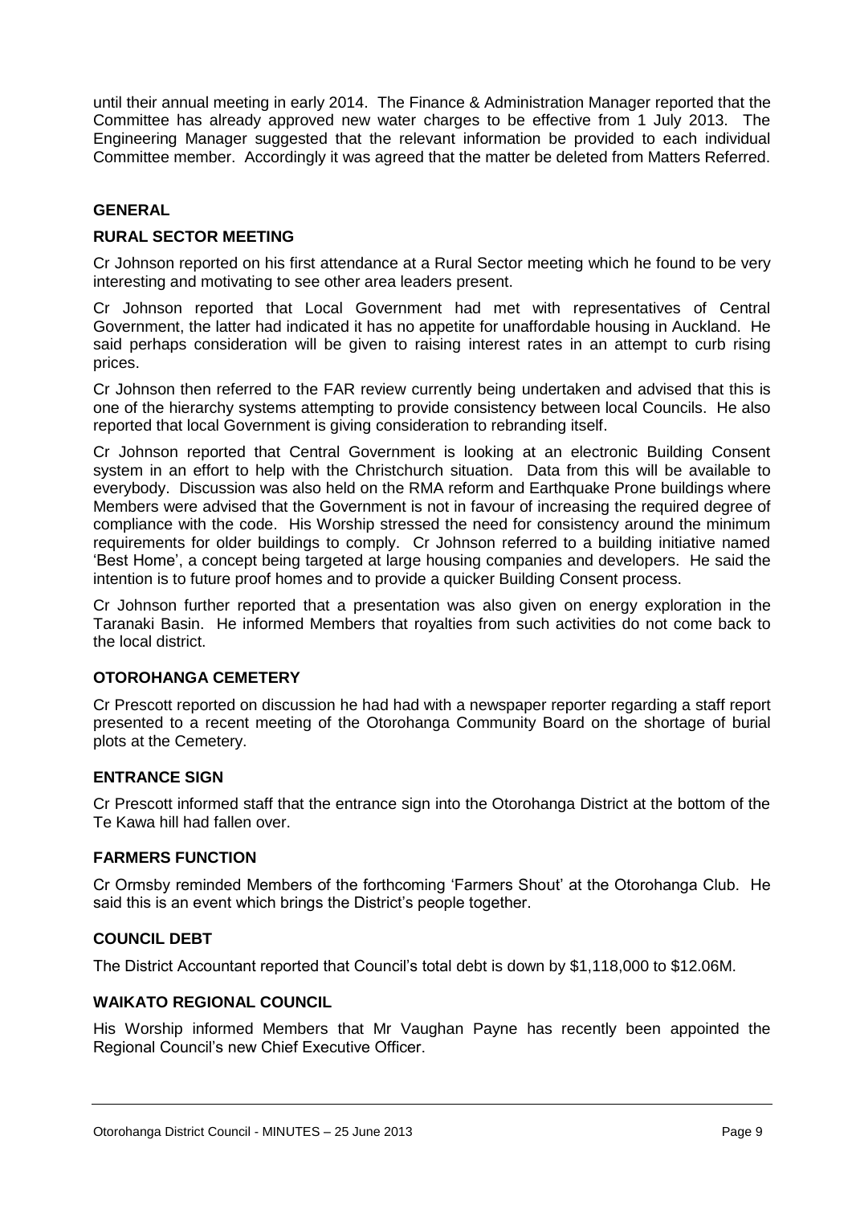until their annual meeting in early 2014. The Finance & Administration Manager reported that the Committee has already approved new water charges to be effective from 1 July 2013. The Engineering Manager suggested that the relevant information be provided to each individual Committee member. Accordingly it was agreed that the matter be deleted from Matters Referred.

## GENERAL

### RURAL SECTOR MEETING

Cr Johnson reported on his first attendance at a Rural Sector meeting which he found to be very interesting and motivating to see other area leaders present.

Cr Johnson reported that Local Government had met with representatives of Central Government, the latter had indicated it has no appetite for unaffordable housing in Auckland. He said perhaps consideration will be given to raising interest rates in an attempt to curb rising prices.

Cr Johnson then referred to the FAR review currently being undertaken and advised that this is one of the hierarchy systems attempting to provide consistency between local Councils. He also reported that local Government is giving consideration to rebranding itself.

Cr Johnson reported that Central Government is looking at an electronic Building Consent system in an effort to help with the Christchurch situation. Data from this will be available to everybody. Discussion was also held on the RMA reform and Earthquake Prone buildings where Members were advised that the Government is not in favour of increasing the required degree of compliance with the code. His Worship stressed the need for consistency around the minimum requirements for older buildings to comply. Cr Johnson referred to a building initiative named 'Best Home', a concept being targeted at large housing companies and developers. He said the intention is to future proof homes and to provide a quicker Building Consent process.

Cr Johnson further reported that a presentation was also given on energy exploration in the Taranaki Basin. He informed Members that royalties from such activities do not come back to the local district.

### OTOROHANGA CEMETERY

Cr Prescott reported on discussion he had had with a newspaper reporter regarding a staff report presented to a recent meeting of the Otorohanga Community Board on the shortage of burial plots at the Cemetery.

### ENTRANCE SIGN

Cr Prescott informed staff that the entrance sign into the Otorohanga District at the bottom of the Te Kawa hill had fallen over.

### FARMERS FUNCTION

Cr Ormsby reminded Members of the forthcoming 'Farmers Shout' at the Otorohanga Club. He said this is an event which brings the District's people together.

### COUNCIL DEBT

The District Accountant reported that Council's total debt is down by $1,118,000 to $12.06M.

### WAIKATO REGIONAL COUNCIL

His Worship informed Members that Mr Vaughan Payne has recently been appointed the Regional Council's new Chief Executive Officer.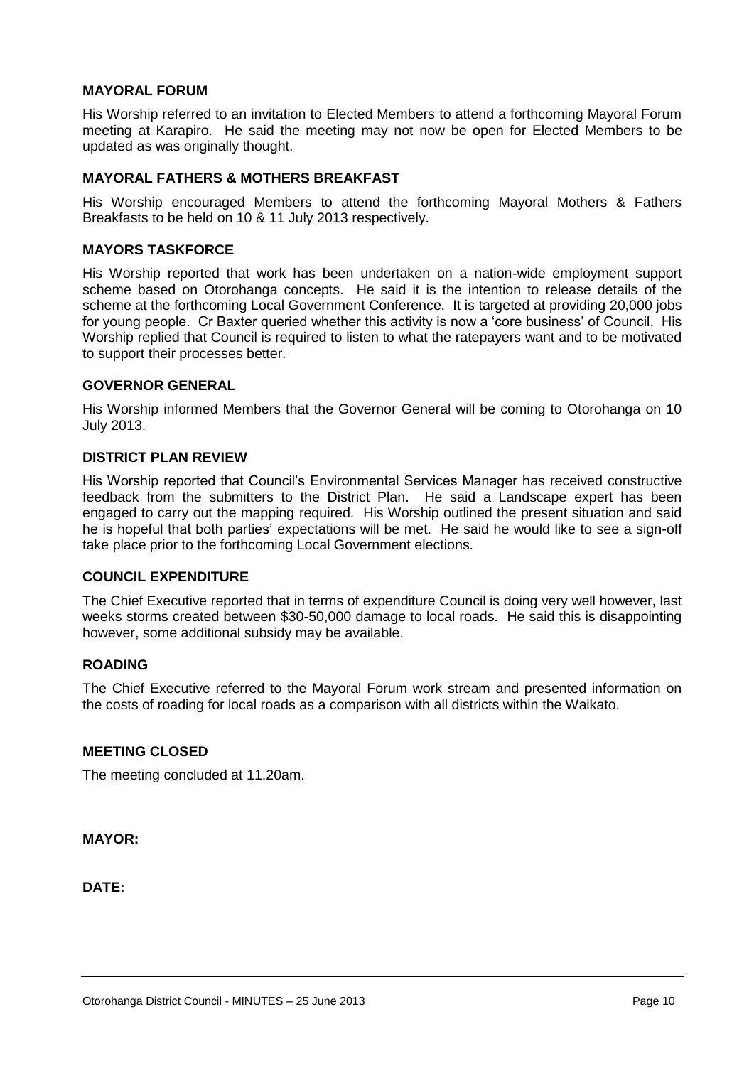**MAYORAL FORUM**

His Worship referred to an invitation to Elected Members to attend a forthcoming Mayoral Forum meeting at Karapiro. He said the meeting may not now be open for Elected Members to be updated as was originally thought.

**MAYORAL FATHERS & MOTHERS BREAKFAST**

His Worship encouraged Members to attend the forthcoming Mayoral Mothers & Fathers Breakfasts to be held on 10 & 11 July 2013 respectively.

**MAYORS TASKFORCE**

His Worship reported that work has been undertaken on a nation-wide employment support scheme based on Otorohanga concepts. He said it is the intention to release details of the scheme at the forthcoming Local Government Conference. It is targeted at providing 20,000 jobs for young people. Cr Baxter queried whether this activity is now a 'core business' of Council. His Worship replied that Council is required to listen to what the ratepayers want and to be motivated to support their processes better.

**GOVERNOR GENERAL**

His Worship informed Members that the Governor General will be coming to Otorohanga on 10 July 2013.

**DISTRICT PLAN REVIEW**

His Worship reported that Council's Environmental Services Manager has received constructive feedback from the submitters to the District Plan. He said a Landscape expert has been engaged to carry out the mapping required. His Worship outlined the present situation and said he is hopeful that both parties' expectations will be met. He said he would like to see a sign-off take place prior to the forthcoming Local Government elections.

**COUNCIL EXPENDITURE**

The Chief Executive reported that in terms of expenditure Council is doing very well however, last weeks storms created between $30-50,000 damage to local roads. He said this is disappointing however, some additional subsidy may be available.

**ROADING**

The Chief Executive referred to the Mayoral Forum work stream and presented information on the costs of roading for local roads as a comparison with all districts within the Waikato.

**MEETING CLOSED**

The meeting concluded at 11.20am.

**MAYOR:**

**DATE:**